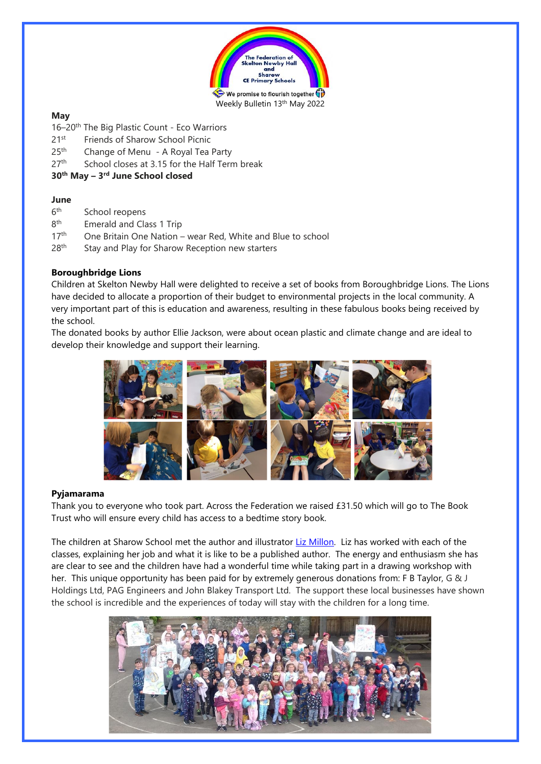The Federation of Skelton Newby Hall and Sharow CE Primary Schools

We promise to flourish together

Weekly Bulletin 13th May 2022

**May**

16–20th The Big Plastic Count - Eco Warriors
21st Friends of Sharow School Picnic
25th Change of Menu - A Royal Tea Party
27th School closes at 3.15 for the Half Term break
**30th May – 3rd June School closed**

**June**

6th School reopens
8th Emerald and Class 1 Trip
17th One Britain One Nation – wear Red, White and Blue to school
28th Stay and Play for Sharow Reception new starters

**Boroughbridge Lions**

Children at Skelton Newby Hall were delighted to receive a set of books from Boroughbridge Lions. The Lions have decided to allocate a proportion of their budget to environmental projects in the local community. A very important part of this is education and awareness, resulting in these fabulous books being received by the school.

The donated books by author Ellie Jackson, were about ocean plastic and climate change and are ideal to develop their knowledge and support their learning.

**Pyjamarama**

Thank you to everyone who took part. Across the Federation we raised £31.50 which will go to The Book Trust who will ensure every child has access to a bedtime story book.

The children at Sharow School met the author and illustrator Liz Millon. Liz has worked with each of the classes, explaining her job and what it is like to be a published author. The energy and enthusiasm she has are clear to see and the children have had a wonderful time while taking part in a drawing workshop with her. This unique opportunity has been paid for by extremely generous donations from: F B Taylor, G & J Holdings Ltd, PAG Engineers and John Blakey Transport Ltd. The support these local businesses have shown the school is incredible and the experiences of today will stay with the children for a long time.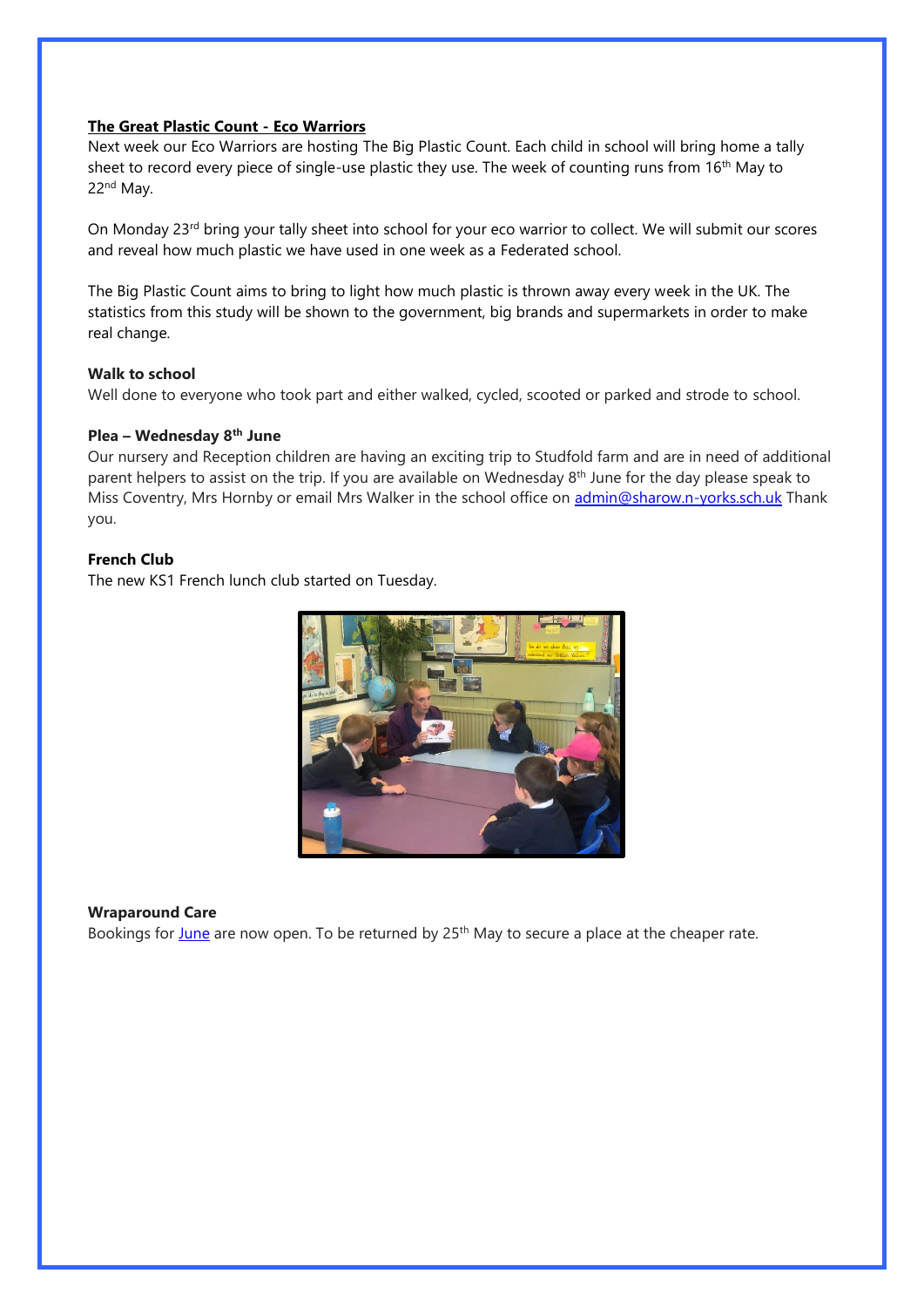**The Great Plastic Count - Eco Warriors**

Next week our Eco Warriors are hosting The Big Plastic Count. Each child in school will bring home a tally sheet to record every piece of single-use plastic they use. The week of counting runs from 16th May to 22nd May.

On Monday 23rd bring your tally sheet into school for your eco warrior to collect. We will submit our scores and reveal how much plastic we have used in one week as a Federated school.

The Big Plastic Count aims to bring to light how much plastic is thrown away every week in the UK. The statistics from this study will be shown to the government, big brands and supermarkets in order to make real change.

**Walk to school**

Well done to everyone who took part and either walked, cycled, scooted or parked and strode to school.

**Plea – Wednesday 8th June**

Our nursery and Reception children are having an exciting trip to Studfold farm and are in need of additional parent helpers to assist on the trip. If you are available on Wednesday 8th June for the day please speak to Miss Coventry, Mrs Hornby or email Mrs Walker in the school office on admin@sharow.n-yorks.sch.uk Thank you.

**French Club**

The new KS1 French lunch club started on Tuesday.

**Wraparound Care**

Bookings for June are now open. To be returned by 25th May to secure a place at the cheaper rate.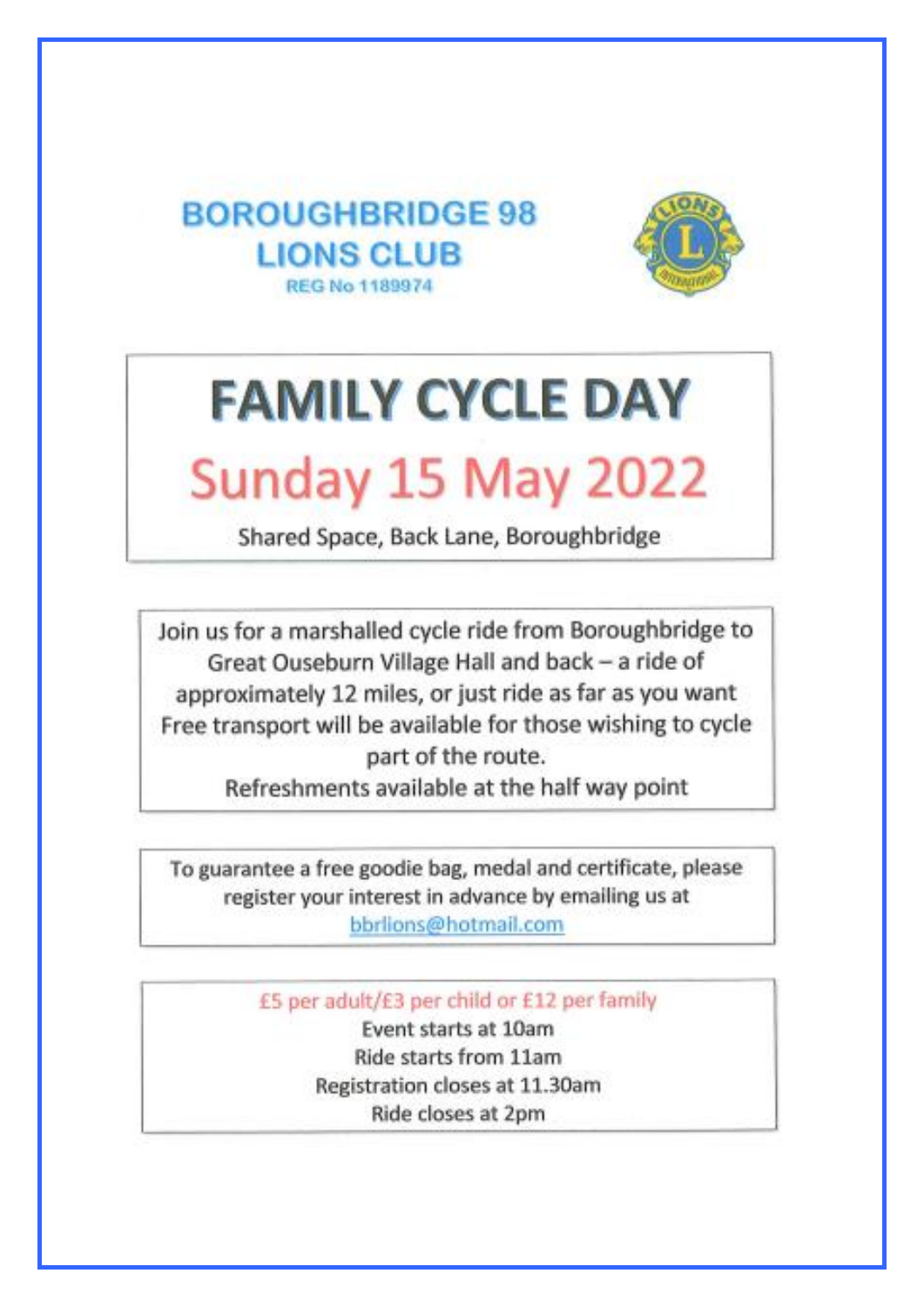# BOROUGHBRIDGE 98 LIONS CLUB

REG No 1189974

# FAMILY CYCLE DAY

## Sunday 15 May 2022

Shared Space, Back Lane, Boroughbridge

Join us for a marshalled cycle ride from Boroughbridge to Great Ouseburn Village Hall and back – a ride of approximately 12 miles, or just ride as far as you want
Free transport will be available for those wishing to cycle part of the route.
Refreshments available at the half way point

To guarantee a free goodie bag, medal and certificate, please register your interest in advance by emailing us at bbrlions@hotmail.com

£5 per adult/£3 per child or £12 per family
Event starts at 10am
Ride starts from 11am
Registration closes at 11.30am
Ride closes at 2pm